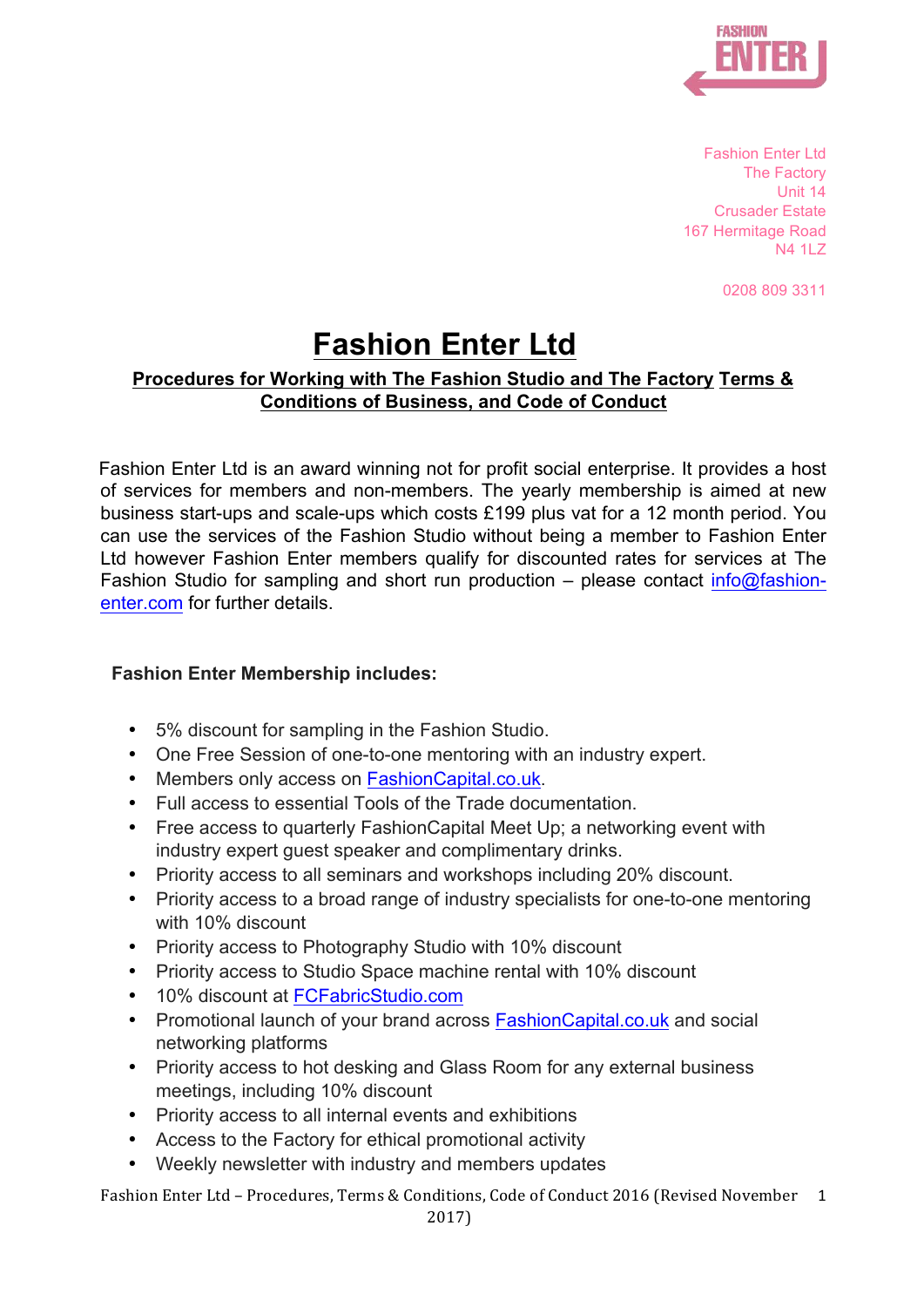Fashion Enter Ltd
The Factory
Unit 14
Crusader Estate
167 Hermitage Road
N4 1LZ

0208 809 3311

# Fashion Enter Ltd

## Procedures for Working with The Fashion Studio and The Factory Terms & Conditions of Business, and Code of Conduct

Fashion Enter Ltd is an award winning not for profit social enterprise. It provides a host of services for members and non-members. The yearly membership is aimed at new business start-ups and scale-ups which costs £199 plus vat for a 12 month period. You can use the services of the Fashion Studio without being a member to Fashion Enter Ltd however Fashion Enter members qualify for discounted rates for services at The Fashion Studio for sampling and short run production – please contact info@fashion-enter.com for further details.

**Fashion Enter Membership includes:**

- 5% discount for sampling in the Fashion Studio.
- One Free Session of one-to-one mentoring with an industry expert.
- Members only access on FashionCapital.co.uk.
- Full access to essential Tools of the Trade documentation.
- Free access to quarterly FashionCapital Meet Up; a networking event with industry expert guest speaker and complimentary drinks.
- Priority access to all seminars and workshops including 20% discount.
- Priority access to a broad range of industry specialists for one-to-one mentoring with 10% discount
- Priority access to Photography Studio with 10% discount
- Priority access to Studio Space machine rental with 10% discount
- 10% discount at FCFabricStudio.com
- Promotional launch of your brand across FashionCapital.co.uk and social networking platforms
- Priority access to hot desking and Glass Room for any external business meetings, including 10% discount
- Priority access to all internal events and exhibitions
- Access to the Factory for ethical promotional activity
- Weekly newsletter with industry and members updates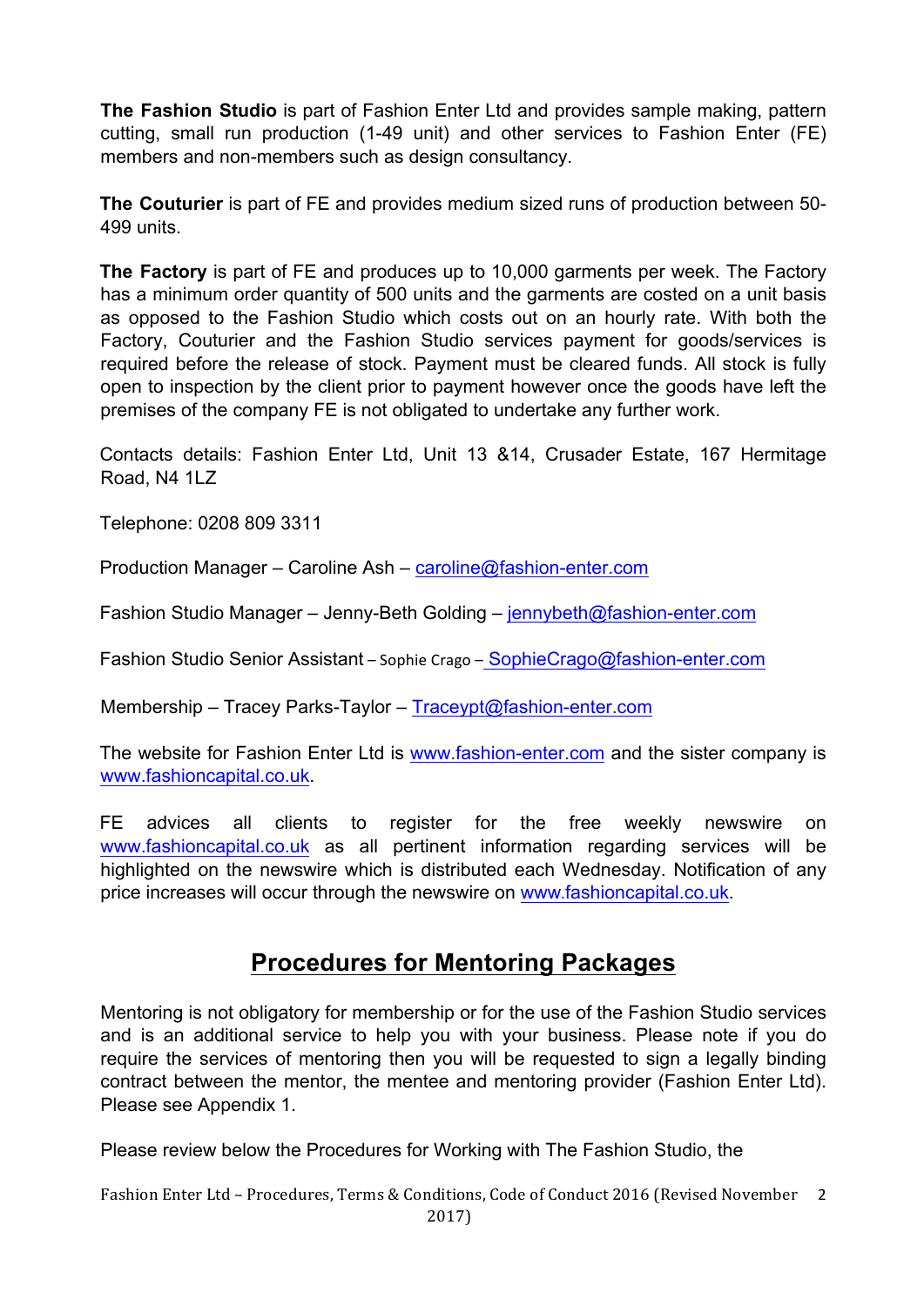**The Fashion Studio** is part of Fashion Enter Ltd and provides sample making, pattern cutting, small run production (1-49 unit) and other services to Fashion Enter (FE) members and non-members such as design consultancy.

**The Couturier** is part of FE and provides medium sized runs of production between 50-499 units.

**The Factory** is part of FE and produces up to 10,000 garments per week. The Factory has a minimum order quantity of 500 units and the garments are costed on a unit basis as opposed to the Fashion Studio which costs out on an hourly rate. With both the Factory, Couturier and the Fashion Studio services payment for goods/services is required before the release of stock. Payment must be cleared funds. All stock is fully open to inspection by the client prior to payment however once the goods have left the premises of the company FE is not obligated to undertake any further work.

Contacts details: Fashion Enter Ltd, Unit 13 &14, Crusader Estate, 167 Hermitage Road, N4 1LZ

Telephone: 0208 809 3311

Production Manager – Caroline Ash – caroline@fashion-enter.com

Fashion Studio Manager – Jenny-Beth Golding – jennybeth@fashion-enter.com

Fashion Studio Senior Assistant – Sophie Crago – SophieCrago@fashion-enter.com

Membership – Tracey Parks-Taylor – Traceypt@fashion-enter.com

The website for Fashion Enter Ltd is www.fashion-enter.com and the sister company is www.fashioncapital.co.uk.

FE advices all clients to register for the free weekly newswire on www.fashioncapital.co.uk as all pertinent information regarding services will be highlighted on the newswire which is distributed each Wednesday. Notification of any price increases will occur through the newswire on www.fashioncapital.co.uk.

## Procedures for Mentoring Packages

Mentoring is not obligatory for membership or for the use of the Fashion Studio services and is an additional service to help you with your business. Please note if you do require the services of mentoring then you will be requested to sign a legally binding contract between the mentor, the mentee and mentoring provider (Fashion Enter Ltd). Please see Appendix 1.

Please review below the Procedures for Working with The Fashion Studio, the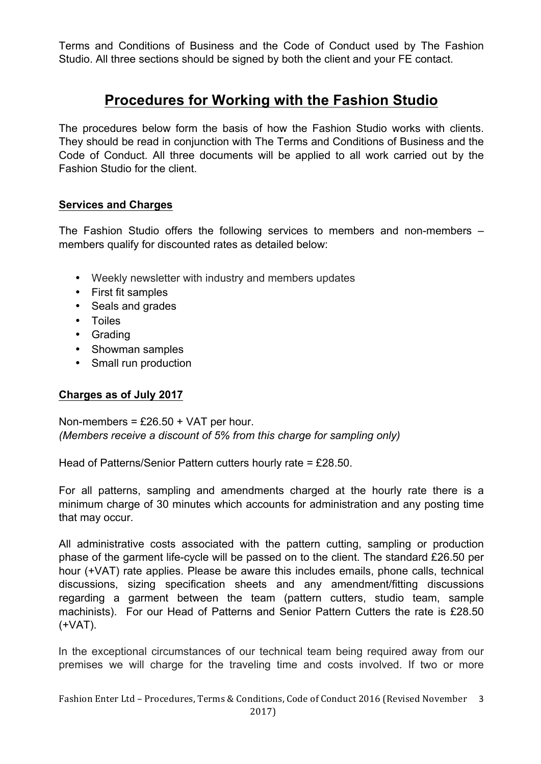Terms and Conditions of Business and the Code of Conduct used by The Fashion Studio. All three sections should be signed by both the client and your FE contact.

# Procedures for Working with the Fashion Studio

The procedures below form the basis of how the Fashion Studio works with clients. They should be read in conjunction with The Terms and Conditions of Business and the Code of Conduct. All three documents will be applied to all work carried out by the Fashion Studio for the client.

## Services and Charges

The Fashion Studio offers the following services to members and non-members – members qualify for discounted rates as detailed below:

- Weekly newsletter with industry and members updates
- First fit samples
- Seals and grades
- Toiles
- Grading
- Showman samples
- Small run production

## Charges as of July 2017

Non-members = £26.50 + VAT per hour.
*(Members receive a discount of 5% from this charge for sampling only)*

Head of Patterns/Senior Pattern cutters hourly rate = £28.50.

For all patterns, sampling and amendments charged at the hourly rate there is a minimum charge of 30 minutes which accounts for administration and any posting time that may occur.

All administrative costs associated with the pattern cutting, sampling or production phase of the garment life-cycle will be passed on to the client. The standard £26.50 per hour (+VAT) rate applies. Please be aware this includes emails, phone calls, technical discussions, sizing specification sheets and any amendment/fitting discussions regarding a garment between the team (pattern cutters, studio team, sample machinists). For our Head of Patterns and Senior Pattern Cutters the rate is £28.50 (+VAT).

In the exceptional circumstances of our technical team being required away from our premises we will charge for the traveling time and costs involved. If two or more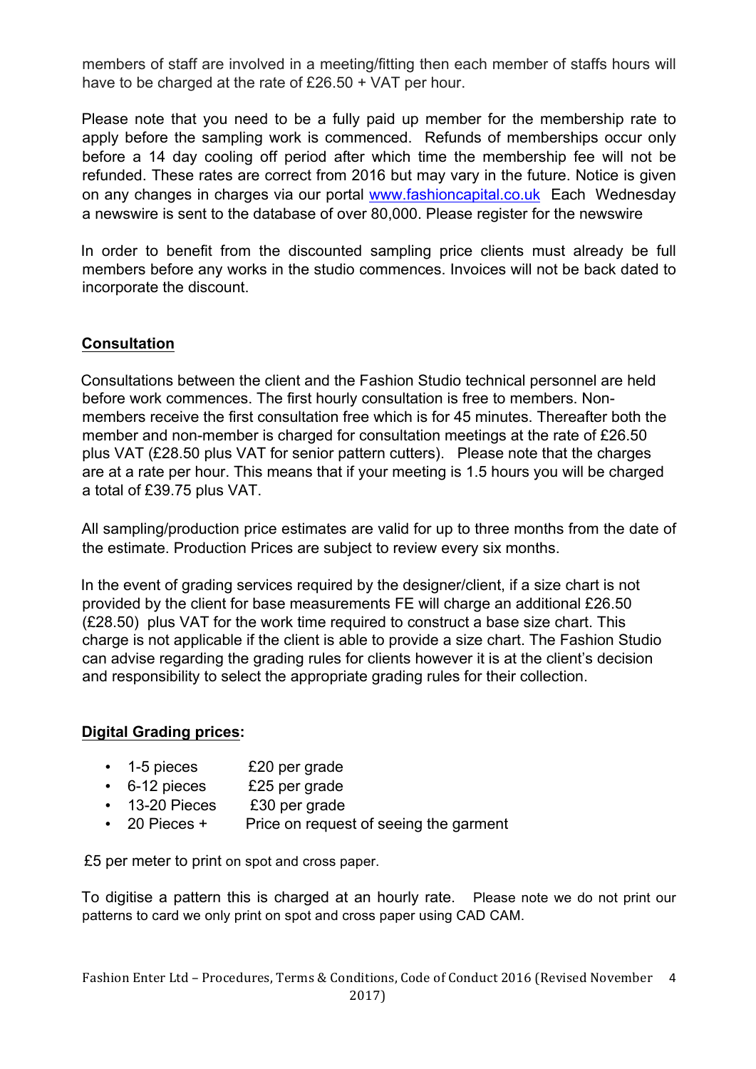members of staff are involved in a meeting/fitting then each member of staffs hours will have to be charged at the rate of £26.50 + VAT per hour.

Please note that you need to be a fully paid up member for the membership rate to apply before the sampling work is commenced. Refunds of memberships occur only before a 14 day cooling off period after which time the membership fee will not be refunded. These rates are correct from 2016 but may vary in the future. Notice is given on any changes in charges via our portal [www.fashioncapital.co.uk](http://www.fashioncapital.co.uk) Each Wednesday a newswire is sent to the database of over 80,000. Please register for the newswire

In order to benefit from the discounted sampling price clients must already be full members before any works in the studio commences. Invoices will not be back dated to incorporate the discount.

## Consultation

Consultations between the client and the Fashion Studio technical personnel are held before work commences. The first hourly consultation is free to members. Non-members receive the first consultation free which is for 45 minutes. Thereafter both the member and non-member is charged for consultation meetings at the rate of £26.50 plus VAT (£28.50 plus VAT for senior pattern cutters). Please note that the charges are at a rate per hour. This means that if your meeting is 1.5 hours you will be charged a total of £39.75 plus VAT.

All sampling/production price estimates are valid for up to three months from the date of the estimate. Production Prices are subject to review every six months.

In the event of grading services required by the designer/client, if a size chart is not provided by the client for base measurements FE will charge an additional £26.50 (£28.50) plus VAT for the work time required to construct a base size chart. This charge is not applicable if the client is able to provide a size chart. The Fashion Studio can advise regarding the grading rules for clients however it is at the client's decision and responsibility to select the appropriate grading rules for their collection.

## Digital Grading prices:

- 1-5 pieces £20 per grade
- 6-12 pieces £25 per grade
- 13-20 Pieces £30 per grade
- 20 Pieces + Price on request of seeing the garment

£5 per meter to print on spot and cross paper.

To digitise a pattern this is charged at an hourly rate. Please note we do not print our patterns to card we only print on spot and cross paper using CAD CAM.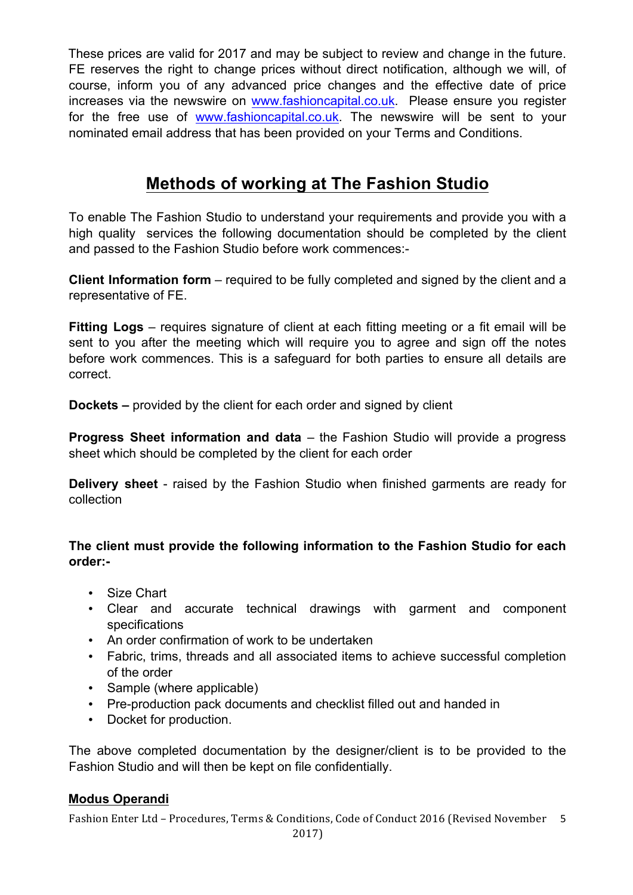These prices are valid for 2017 and may be subject to review and change in the future. FE reserves the right to change prices without direct notification, although we will, of course, inform you of any advanced price changes and the effective date of price increases via the newswire on www.fashioncapital.co.uk. Please ensure you register for the free use of www.fashioncapital.co.uk. The newswire will be sent to your nominated email address that has been provided on your Terms and Conditions.

## Methods of working at The Fashion Studio

To enable The Fashion Studio to understand your requirements and provide you with a high quality services the following documentation should be completed by the client and passed to the Fashion Studio before work commences:-

**Client Information form** – required to be fully completed and signed by the client and a representative of FE.

**Fitting Logs** – requires signature of client at each fitting meeting or a fit email will be sent to you after the meeting which will require you to agree and sign off the notes before work commences. This is a safeguard for both parties to ensure all details are correct.

**Dockets –** provided by the client for each order and signed by client

**Progress Sheet information and data** – the Fashion Studio will provide a progress sheet which should be completed by the client for each order

**Delivery sheet** - raised by the Fashion Studio when finished garments are ready for collection

**The client must provide the following information to the Fashion Studio for each order:-**

- Size Chart
- Clear and accurate technical drawings with garment and component specifications
- An order confirmation of work to be undertaken
- Fabric, trims, threads and all associated items to achieve successful completion of the order
- Sample (where applicable)
- Pre-production pack documents and checklist filled out and handed in
- Docket for production.

The above completed documentation by the designer/client is to be provided to the Fashion Studio and will then be kept on file confidentially.

### Modus Operandi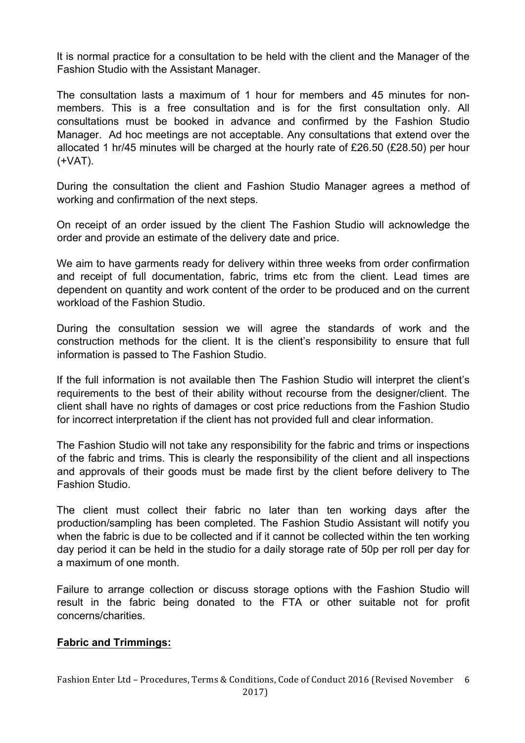It is normal practice for a consultation to be held with the client and the Manager of the Fashion Studio with the Assistant Manager.

The consultation lasts a maximum of 1 hour for members and 45 minutes for non-members. This is a free consultation and is for the first consultation only. All consultations must be booked in advance and confirmed by the Fashion Studio Manager. Ad hoc meetings are not acceptable. Any consultations that extend over the allocated 1 hr/45 minutes will be charged at the hourly rate of £26.50 (£28.50) per hour (+VAT).

During the consultation the client and Fashion Studio Manager agrees a method of working and confirmation of the next steps.

On receipt of an order issued by the client The Fashion Studio will acknowledge the order and provide an estimate of the delivery date and price.

We aim to have garments ready for delivery within three weeks from order confirmation and receipt of full documentation, fabric, trims etc from the client. Lead times are dependent on quantity and work content of the order to be produced and on the current workload of the Fashion Studio.

During the consultation session we will agree the standards of work and the construction methods for the client. It is the client's responsibility to ensure that full information is passed to The Fashion Studio.

If the full information is not available then The Fashion Studio will interpret the client's requirements to the best of their ability without recourse from the designer/client. The client shall have no rights of damages or cost price reductions from the Fashion Studio for incorrect interpretation if the client has not provided full and clear information.

The Fashion Studio will not take any responsibility for the fabric and trims or inspections of the fabric and trims. This is clearly the responsibility of the client and all inspections and approvals of their goods must be made first by the client before delivery to The Fashion Studio.

The client must collect their fabric no later than ten working days after the production/sampling has been completed. The Fashion Studio Assistant will notify you when the fabric is due to be collected and if it cannot be collected within the ten working day period it can be held in the studio for a daily storage rate of 50p per roll per day for a maximum of one month.

Failure to arrange collection or discuss storage options with the Fashion Studio will result in the fabric being donated to the FTA or other suitable not for profit concerns/charities.

## **Fabric and Trimmings:**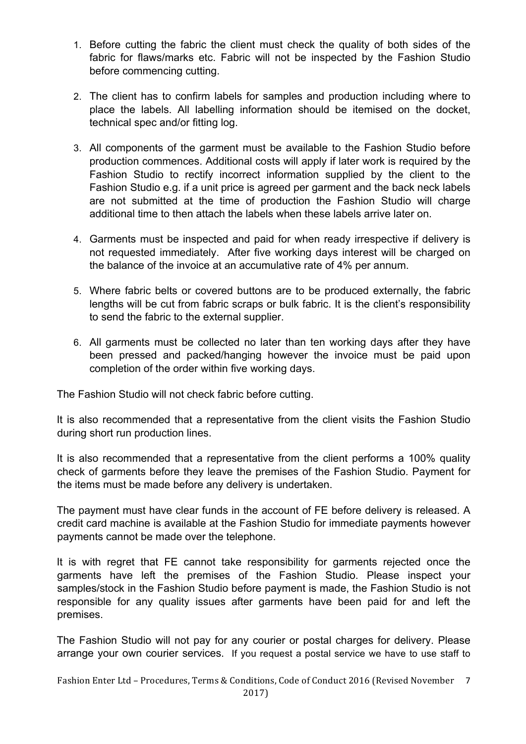1. Before cutting the fabric the client must check the quality of both sides of the fabric for flaws/marks etc. Fabric will not be inspected by the Fashion Studio before commencing cutting.

2. The client has to confirm labels for samples and production including where to place the labels. All labelling information should be itemised on the docket, technical spec and/or fitting log.

3. All components of the garment must be available to the Fashion Studio before production commences. Additional costs will apply if later work is required by the Fashion Studio to rectify incorrect information supplied by the client to the Fashion Studio e.g. if a unit price is agreed per garment and the back neck labels are not submitted at the time of production the Fashion Studio will charge additional time to then attach the labels when these labels arrive later on.

4. Garments must be inspected and paid for when ready irrespective if delivery is not requested immediately. After five working days interest will be charged on the balance of the invoice at an accumulative rate of 4% per annum.

5. Where fabric belts or covered buttons are to be produced externally, the fabric lengths will be cut from fabric scraps or bulk fabric. It is the client's responsibility to send the fabric to the external supplier.

6. All garments must be collected no later than ten working days after they have been pressed and packed/hanging however the invoice must be paid upon completion of the order within five working days.

The Fashion Studio will not check fabric before cutting.

It is also recommended that a representative from the client visits the Fashion Studio during short run production lines.

It is also recommended that a representative from the client performs a 100% quality check of garments before they leave the premises of the Fashion Studio. Payment for the items must be made before any delivery is undertaken.

The payment must have clear funds in the account of FE before delivery is released. A credit card machine is available at the Fashion Studio for immediate payments however payments cannot be made over the telephone.

It is with regret that FE cannot take responsibility for garments rejected once the garments have left the premises of the Fashion Studio. Please inspect your samples/stock in the Fashion Studio before payment is made, the Fashion Studio is not responsible for any quality issues after garments have been paid for and left the premises.

The Fashion Studio will not pay for any courier or postal charges for delivery. Please arrange your own courier services. If you request a postal service we have to use staff to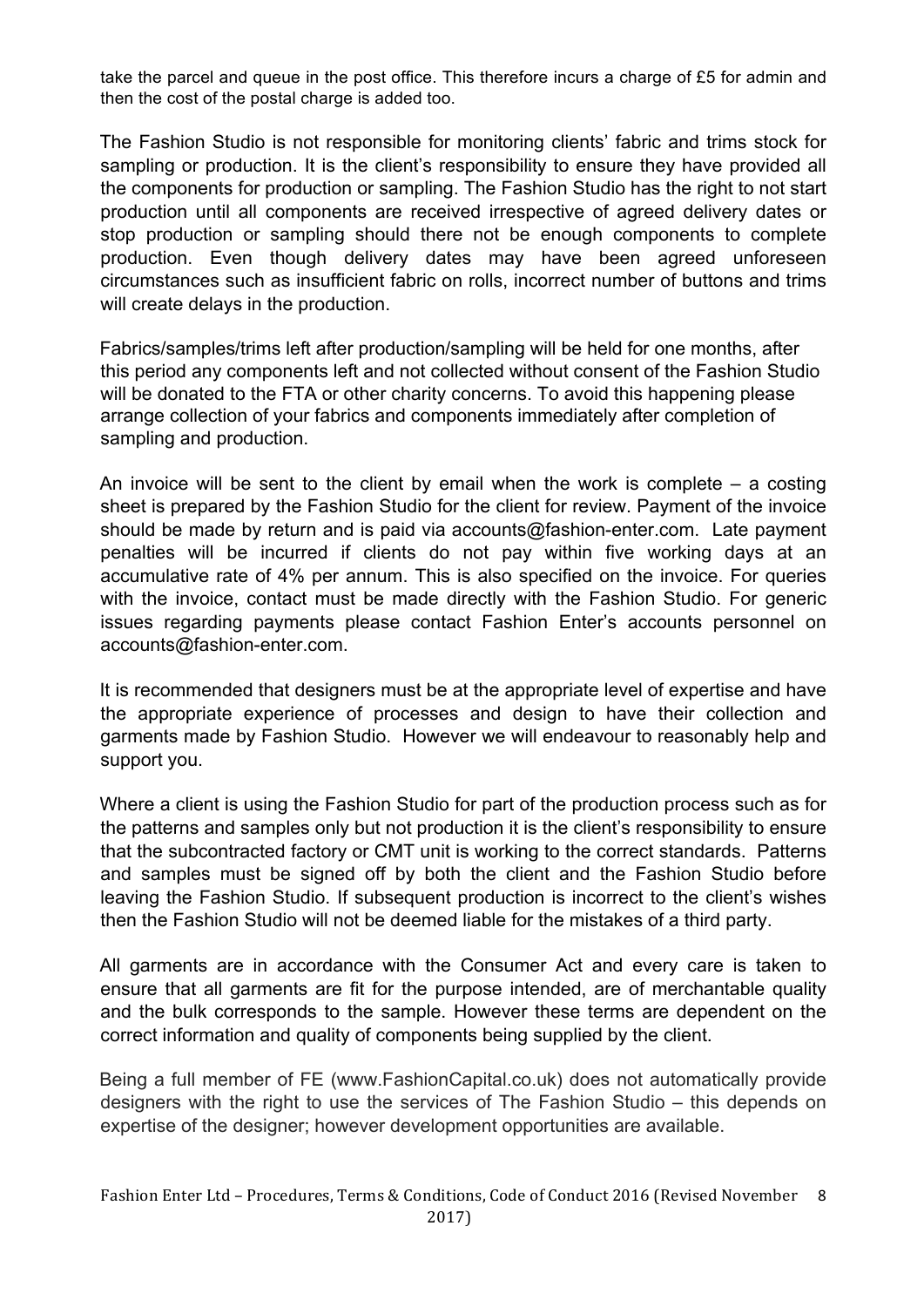take the parcel and queue in the post office. This therefore incurs a charge of £5 for admin and then the cost of the postal charge is added too.

The Fashion Studio is not responsible for monitoring clients' fabric and trims stock for sampling or production. It is the client's responsibility to ensure they have provided all the components for production or sampling. The Fashion Studio has the right to not start production until all components are received irrespective of agreed delivery dates or stop production or sampling should there not be enough components to complete production. Even though delivery dates may have been agreed unforeseen circumstances such as insufficient fabric on rolls, incorrect number of buttons and trims will create delays in the production.

Fabrics/samples/trims left after production/sampling will be held for one months, after this period any components left and not collected without consent of the Fashion Studio will be donated to the FTA or other charity concerns. To avoid this happening please arrange collection of your fabrics and components immediately after completion of sampling and production.

An invoice will be sent to the client by email when the work is complete – a costing sheet is prepared by the Fashion Studio for the client for review. Payment of the invoice should be made by return and is paid via accounts@fashion-enter.com. Late payment penalties will be incurred if clients do not pay within five working days at an accumulative rate of 4% per annum. This is also specified on the invoice. For queries with the invoice, contact must be made directly with the Fashion Studio. For generic issues regarding payments please contact Fashion Enter's accounts personnel on accounts@fashion-enter.com.

It is recommended that designers must be at the appropriate level of expertise and have the appropriate experience of processes and design to have their collection and garments made by Fashion Studio. However we will endeavour to reasonably help and support you.

Where a client is using the Fashion Studio for part of the production process such as for the patterns and samples only but not production it is the client's responsibility to ensure that the subcontracted factory or CMT unit is working to the correct standards. Patterns and samples must be signed off by both the client and the Fashion Studio before leaving the Fashion Studio. If subsequent production is incorrect to the client's wishes then the Fashion Studio will not be deemed liable for the mistakes of a third party.

All garments are in accordance with the Consumer Act and every care is taken to ensure that all garments are fit for the purpose intended, are of merchantable quality and the bulk corresponds to the sample. However these terms are dependent on the correct information and quality of components being supplied by the client.

Being a full member of FE (www.FashionCapital.co.uk) does not automatically provide designers with the right to use the services of The Fashion Studio – this depends on expertise of the designer; however development opportunities are available.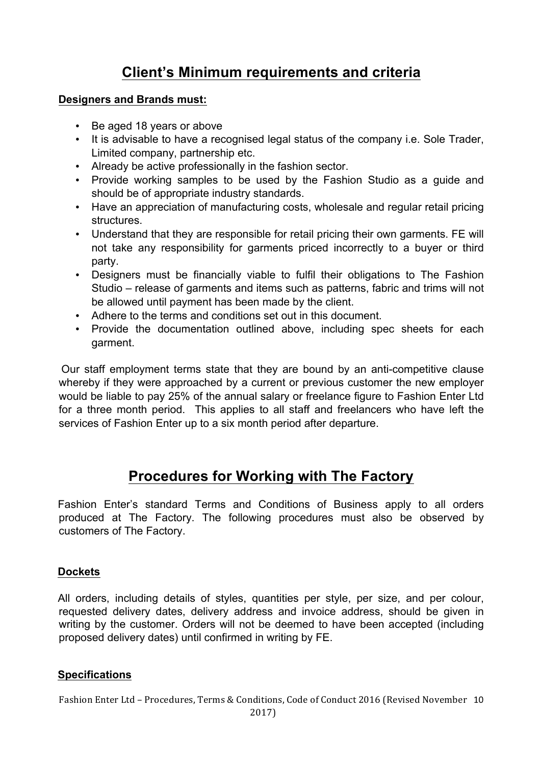## Client's Minimum requirements and criteria

**Designers and Brands must:**

- Be aged 18 years or above
- It is advisable to have a recognised legal status of the company i.e. Sole Trader, Limited company, partnership etc.
- Already be active professionally in the fashion sector.
- Provide working samples to be used by the Fashion Studio as a guide and should be of appropriate industry standards.
- Have an appreciation of manufacturing costs, wholesale and regular retail pricing structures.
- Understand that they are responsible for retail pricing their own garments. FE will not take any responsibility for garments priced incorrectly to a buyer or third party.
- Designers must be financially viable to fulfil their obligations to The Fashion Studio – release of garments and items such as patterns, fabric and trims will not be allowed until payment has been made by the client.
- Adhere to the terms and conditions set out in this document.
- Provide the documentation outlined above, including spec sheets for each garment.

Our staff employment terms state that they are bound by an anti-competitive clause whereby if they were approached by a current or previous customer the new employer would be liable to pay 25% of the annual salary or freelance figure to Fashion Enter Ltd for a three month period. This applies to all staff and freelancers who have left the services of Fashion Enter up to a six month period after departure.

## Procedures for Working with The Factory

Fashion Enter's standard Terms and Conditions of Business apply to all orders produced at The Factory. The following procedures must also be observed by customers of The Factory.

### Dockets

All orders, including details of styles, quantities per style, per size, and per colour, requested delivery dates, delivery address and invoice address, should be given in writing by the customer. Orders will not be deemed to have been accepted (including proposed delivery dates) until confirmed in writing by FE.

### Specifications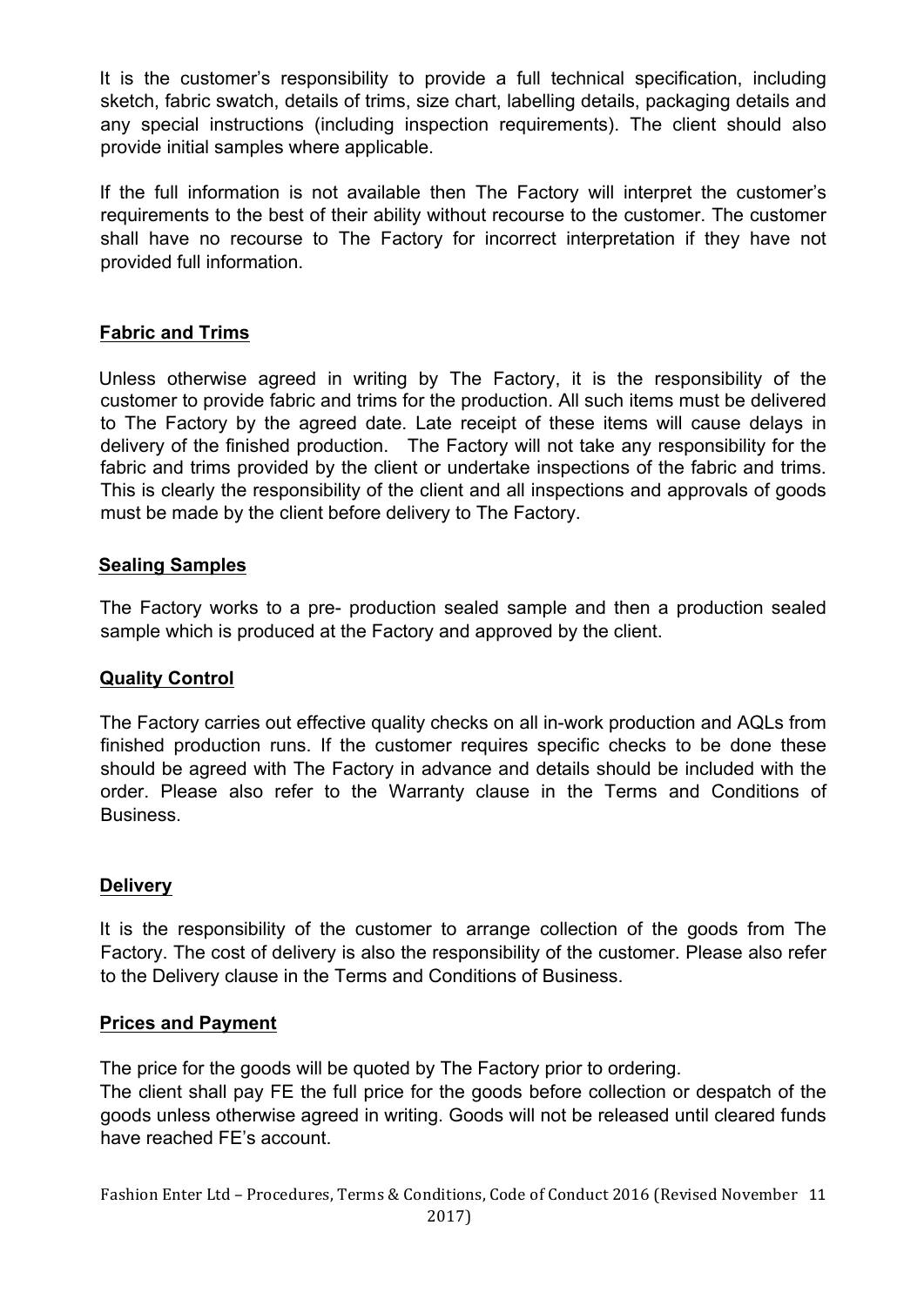It is the customer's responsibility to provide a full technical specification, including sketch, fabric swatch, details of trims, size chart, labelling details, packaging details and any special instructions (including inspection requirements). The client should also provide initial samples where applicable.

If the full information is not available then The Factory will interpret the customer's requirements to the best of their ability without recourse to the customer. The customer shall have no recourse to The Factory for incorrect interpretation if they have not provided full information.

## Fabric and Trims

Unless otherwise agreed in writing by The Factory, it is the responsibility of the customer to provide fabric and trims for the production. All such items must be delivered to The Factory by the agreed date. Late receipt of these items will cause delays in delivery of the finished production. The Factory will not take any responsibility for the fabric and trims provided by the client or undertake inspections of the fabric and trims. This is clearly the responsibility of the client and all inspections and approvals of goods must be made by the client before delivery to The Factory.

## Sealing Samples

The Factory works to a pre- production sealed sample and then a production sealed sample which is produced at the Factory and approved by the client.

## Quality Control

The Factory carries out effective quality checks on all in-work production and AQLs from finished production runs. If the customer requires specific checks to be done these should be agreed with The Factory in advance and details should be included with the order. Please also refer to the Warranty clause in the Terms and Conditions of Business.

## Delivery

It is the responsibility of the customer to arrange collection of the goods from The Factory. The cost of delivery is also the responsibility of the customer. Please also refer to the Delivery clause in the Terms and Conditions of Business.

## Prices and Payment

The price for the goods will be quoted by The Factory prior to ordering.
The client shall pay FE the full price for the goods before collection or despatch of the goods unless otherwise agreed in writing. Goods will not be released until cleared funds have reached FE's account.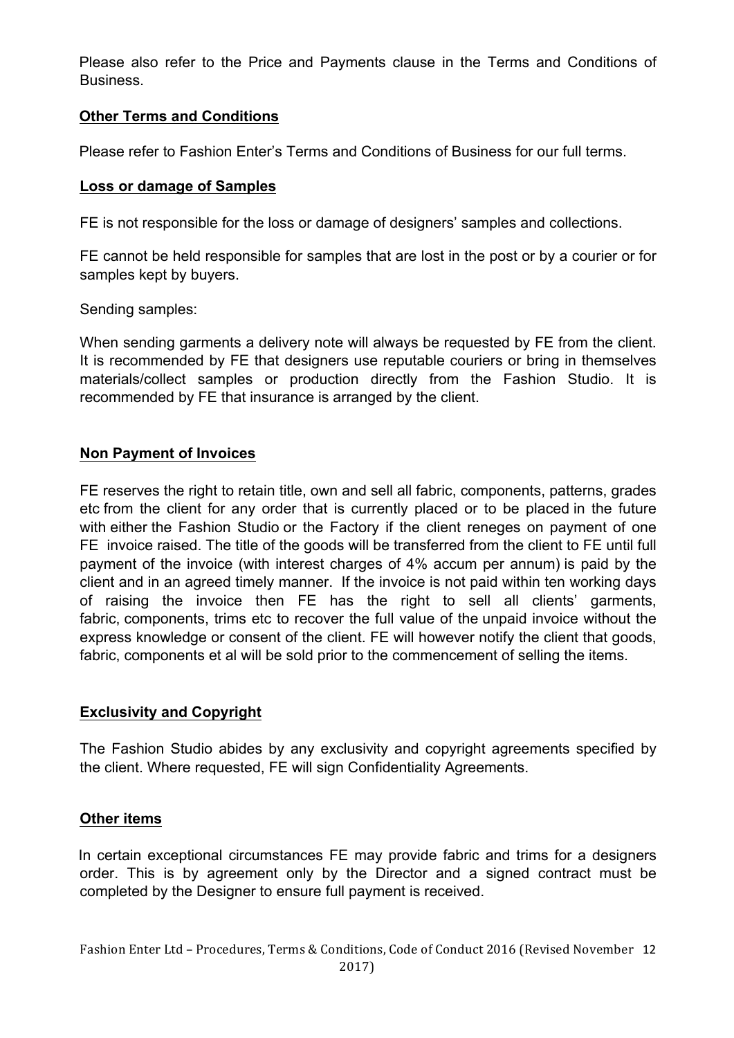Please also refer to the Price and Payments clause in the Terms and Conditions of Business.

## Other Terms and Conditions

Please refer to Fashion Enter's Terms and Conditions of Business for our full terms.

## Loss or damage of Samples

FE is not responsible for the loss or damage of designers' samples and collections.

FE cannot be held responsible for samples that are lost in the post or by a courier or for samples kept by buyers.

Sending samples:

When sending garments a delivery note will always be requested by FE from the client. It is recommended by FE that designers use reputable couriers or bring in themselves materials/collect samples or production directly from the Fashion Studio. It is recommended by FE that insurance is arranged by the client.

## Non Payment of Invoices

FE reserves the right to retain title, own and sell all fabric, components, patterns, grades etc from the client for any order that is currently placed or to be placed in the future with either the Fashion Studio or the Factory if the client reneges on payment of one FE invoice raised. The title of the goods will be transferred from the client to FE until full payment of the invoice (with interest charges of 4% accum per annum) is paid by the client and in an agreed timely manner. If the invoice is not paid within ten working days of raising the invoice then FE has the right to sell all clients' garments, fabric, components, trims etc to recover the full value of the unpaid invoice without the express knowledge or consent of the client. FE will however notify the client that goods, fabric, components et al will be sold prior to the commencement of selling the items.

## Exclusivity and Copyright

The Fashion Studio abides by any exclusivity and copyright agreements specified by the client. Where requested, FE will sign Confidentiality Agreements.

## Other items

In certain exceptional circumstances FE may provide fabric and trims for a designers order. This is by agreement only by the Director and a signed contract must be completed by the Designer to ensure full payment is received.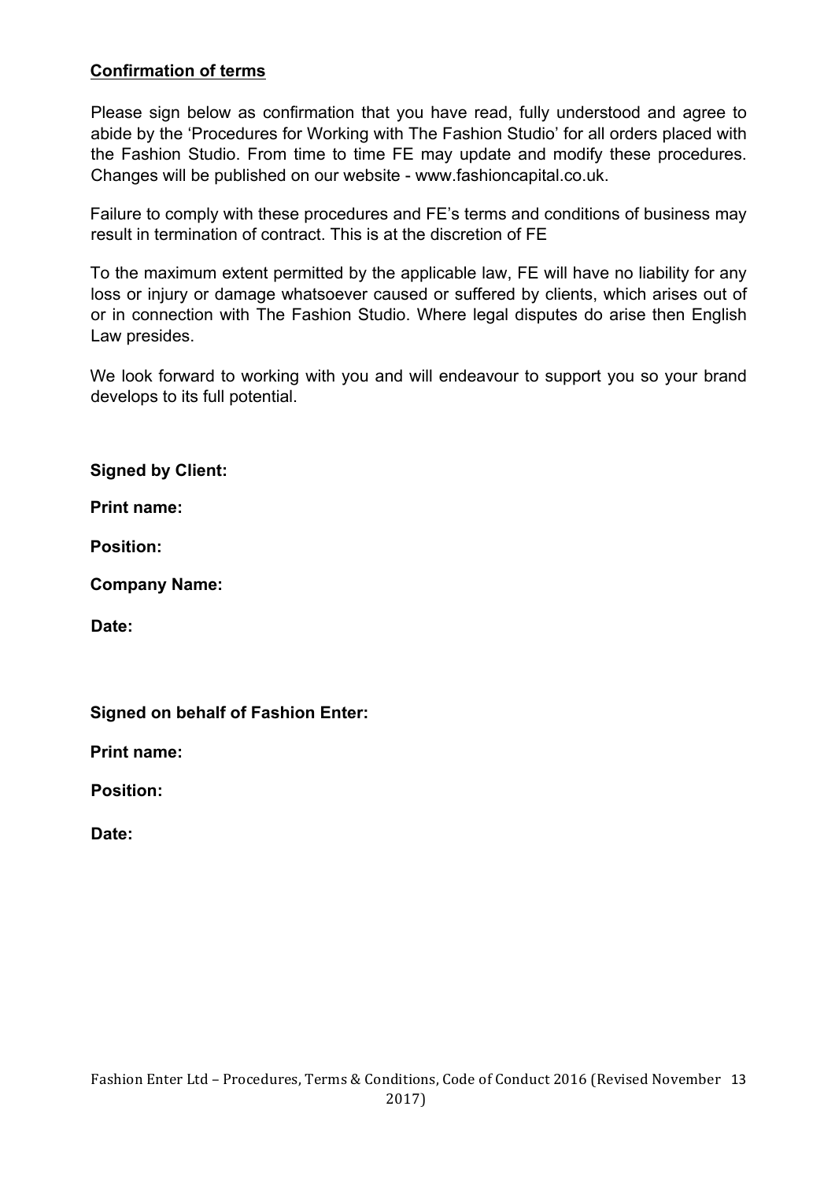**Confirmation of terms**

Please sign below as confirmation that you have read, fully understood and agree to abide by the 'Procedures for Working with The Fashion Studio' for all orders placed with the Fashion Studio. From time to time FE may update and modify these procedures. Changes will be published on our website - www.fashioncapital.co.uk.

Failure to comply with these procedures and FE's terms and conditions of business may result in termination of contract. This is at the discretion of FE

To the maximum extent permitted by the applicable law, FE will have no liability for any loss or injury or damage whatsoever caused or suffered by clients, which arises out of or in connection with The Fashion Studio. Where legal disputes do arise then English Law presides.

We look forward to working with you and will endeavour to support you so your brand develops to its full potential.

**Signed by Client:**

**Print name:**

**Position:**

**Company Name:**

**Date:**

**Signed on behalf of Fashion Enter:**

**Print name:**

**Position:**

**Date:**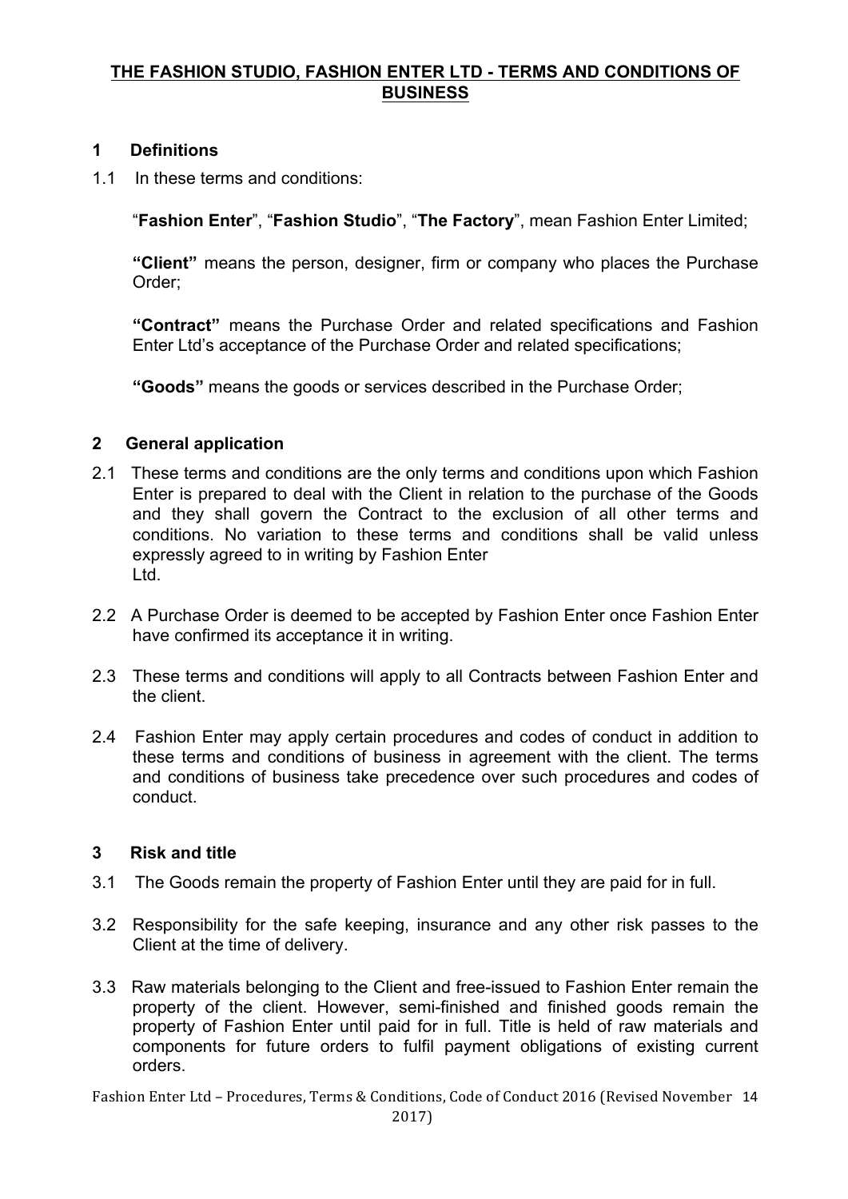## THE FASHION STUDIO, FASHION ENTER LTD - TERMS AND CONDITIONS OF BUSINESS

### 1 Definitions

1.1 In these terms and conditions:

"**Fashion Enter**", "**Fashion Studio**", "**The Factory**", mean Fashion Enter Limited;

**"Client"** means the person, designer, firm or company who places the Purchase Order;

**"Contract"** means the Purchase Order and related specifications and Fashion Enter Ltd's acceptance of the Purchase Order and related specifications;

**"Goods"** means the goods or services described in the Purchase Order;

### 2 General application

2.1 These terms and conditions are the only terms and conditions upon which Fashion Enter is prepared to deal with the Client in relation to the purchase of the Goods and they shall govern the Contract to the exclusion of all other terms and conditions. No variation to these terms and conditions shall be valid unless expressly agreed to in writing by Fashion Enter Ltd.

2.2 A Purchase Order is deemed to be accepted by Fashion Enter once Fashion Enter have confirmed its acceptance it in writing.

2.3 These terms and conditions will apply to all Contracts between Fashion Enter and the client.

2.4 Fashion Enter may apply certain procedures and codes of conduct in addition to these terms and conditions of business in agreement with the client. The terms and conditions of business take precedence over such procedures and codes of conduct.

### 3 Risk and title

3.1 The Goods remain the property of Fashion Enter until they are paid for in full.

3.2 Responsibility for the safe keeping, insurance and any other risk passes to the Client at the time of delivery.

3.3 Raw materials belonging to the Client and free-issued to Fashion Enter remain the property of the client. However, semi-finished and finished goods remain the property of Fashion Enter until paid for in full. Title is held of raw materials and components for future orders to fulfil payment obligations of existing current orders.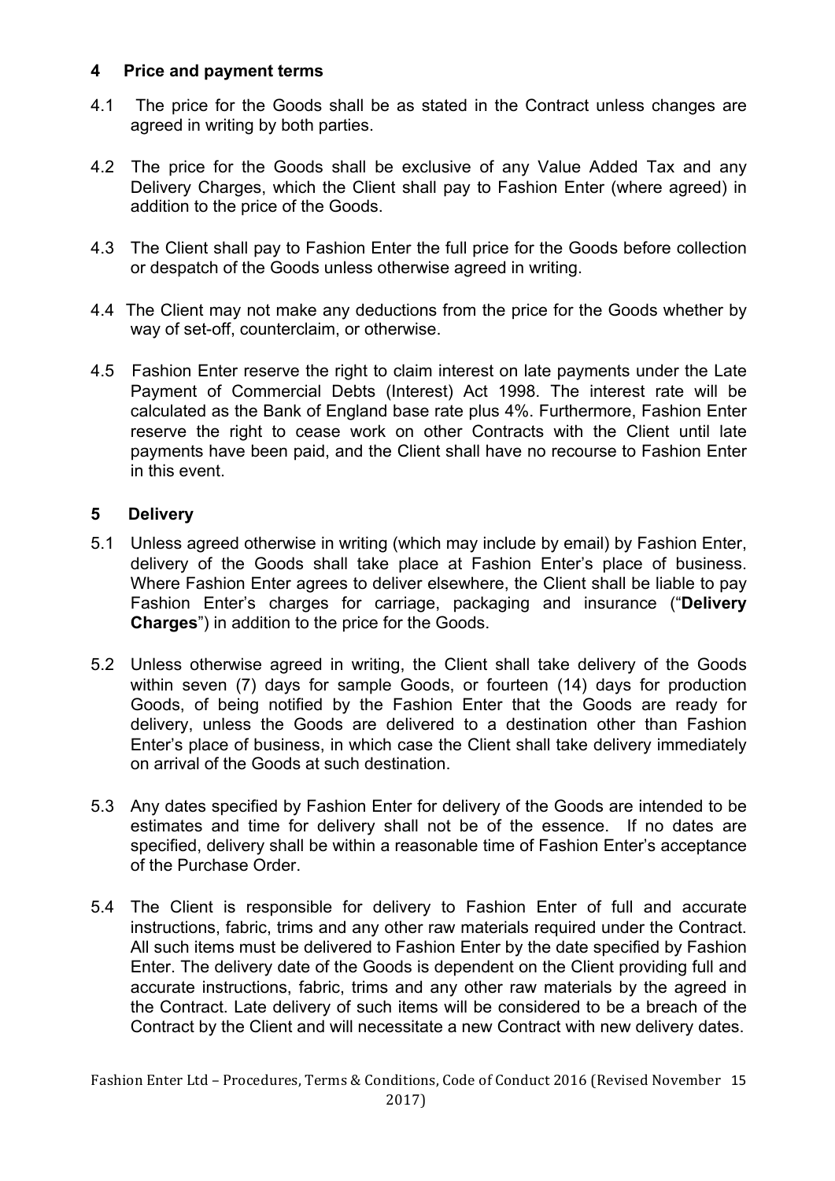## 4 Price and payment terms

4.1 The price for the Goods shall be as stated in the Contract unless changes are agreed in writing by both parties.

4.2 The price for the Goods shall be exclusive of any Value Added Tax and any Delivery Charges, which the Client shall pay to Fashion Enter (where agreed) in addition to the price of the Goods.

4.3 The Client shall pay to Fashion Enter the full price for the Goods before collection or despatch of the Goods unless otherwise agreed in writing.

4.4 The Client may not make any deductions from the price for the Goods whether by way of set-off, counterclaim, or otherwise.

4.5 Fashion Enter reserve the right to claim interest on late payments under the Late Payment of Commercial Debts (Interest) Act 1998. The interest rate will be calculated as the Bank of England base rate plus 4%. Furthermore, Fashion Enter reserve the right to cease work on other Contracts with the Client until late payments have been paid, and the Client shall have no recourse to Fashion Enter in this event.

## 5 Delivery

5.1 Unless agreed otherwise in writing (which may include by email) by Fashion Enter, delivery of the Goods shall take place at Fashion Enter's place of business. Where Fashion Enter agrees to deliver elsewhere, the Client shall be liable to pay Fashion Enter's charges for carriage, packaging and insurance ("**Delivery Charges**") in addition to the price for the Goods.

5.2 Unless otherwise agreed in writing, the Client shall take delivery of the Goods within seven (7) days for sample Goods, or fourteen (14) days for production Goods, of being notified by the Fashion Enter that the Goods are ready for delivery, unless the Goods are delivered to a destination other than Fashion Enter's place of business, in which case the Client shall take delivery immediately on arrival of the Goods at such destination.

5.3 Any dates specified by Fashion Enter for delivery of the Goods are intended to be estimates and time for delivery shall not be of the essence. If no dates are specified, delivery shall be within a reasonable time of Fashion Enter's acceptance of the Purchase Order.

5.4 The Client is responsible for delivery to Fashion Enter of full and accurate instructions, fabric, trims and any other raw materials required under the Contract. All such items must be delivered to Fashion Enter by the date specified by Fashion Enter. The delivery date of the Goods is dependent on the Client providing full and accurate instructions, fabric, trims and any other raw materials by the agreed in the Contract. Late delivery of such items will be considered to be a breach of the Contract by the Client and will necessitate a new Contract with new delivery dates.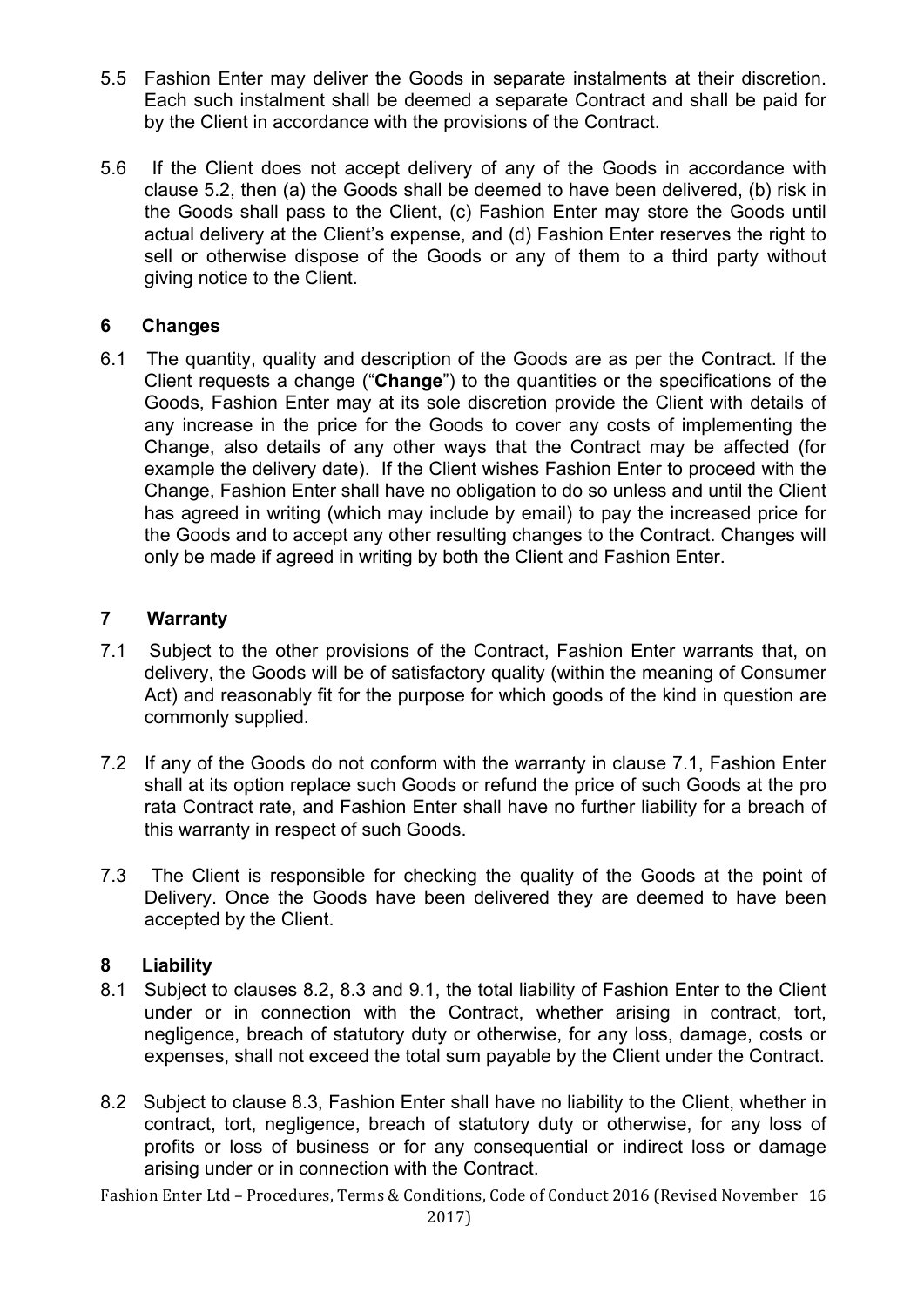5.5 Fashion Enter may deliver the Goods in separate instalments at their discretion. Each such instalment shall be deemed a separate Contract and shall be paid for by the Client in accordance with the provisions of the Contract.

5.6 If the Client does not accept delivery of any of the Goods in accordance with clause 5.2, then (a) the Goods shall be deemed to have been delivered, (b) risk in the Goods shall pass to the Client, (c) Fashion Enter may store the Goods until actual delivery at the Client's expense, and (d) Fashion Enter reserves the right to sell or otherwise dispose of the Goods or any of them to a third party without giving notice to the Client.

## 6 Changes

6.1 The quantity, quality and description of the Goods are as per the Contract. If the Client requests a change ("**Change**") to the quantities or the specifications of the Goods, Fashion Enter may at its sole discretion provide the Client with details of any increase in the price for the Goods to cover any costs of implementing the Change, also details of any other ways that the Contract may be affected (for example the delivery date). If the Client wishes Fashion Enter to proceed with the Change, Fashion Enter shall have no obligation to do so unless and until the Client has agreed in writing (which may include by email) to pay the increased price for the Goods and to accept any other resulting changes to the Contract. Changes will only be made if agreed in writing by both the Client and Fashion Enter.

## 7 Warranty

7.1 Subject to the other provisions of the Contract, Fashion Enter warrants that, on delivery, the Goods will be of satisfactory quality (within the meaning of Consumer Act) and reasonably fit for the purpose for which goods of the kind in question are commonly supplied.

7.2 If any of the Goods do not conform with the warranty in clause 7.1, Fashion Enter shall at its option replace such Goods or refund the price of such Goods at the pro rata Contract rate, and Fashion Enter shall have no further liability for a breach of this warranty in respect of such Goods.

7.3 The Client is responsible for checking the quality of the Goods at the point of Delivery. Once the Goods have been delivered they are deemed to have been accepted by the Client.

## 8 Liability

8.1 Subject to clauses 8.2, 8.3 and 9.1, the total liability of Fashion Enter to the Client under or in connection with the Contract, whether arising in contract, tort, negligence, breach of statutory duty or otherwise, for any loss, damage, costs or expenses, shall not exceed the total sum payable by the Client under the Contract.

8.2 Subject to clause 8.3, Fashion Enter shall have no liability to the Client, whether in contract, tort, negligence, breach of statutory duty or otherwise, for any loss of profits or loss of business or for any consequential or indirect loss or damage arising under or in connection with the Contract.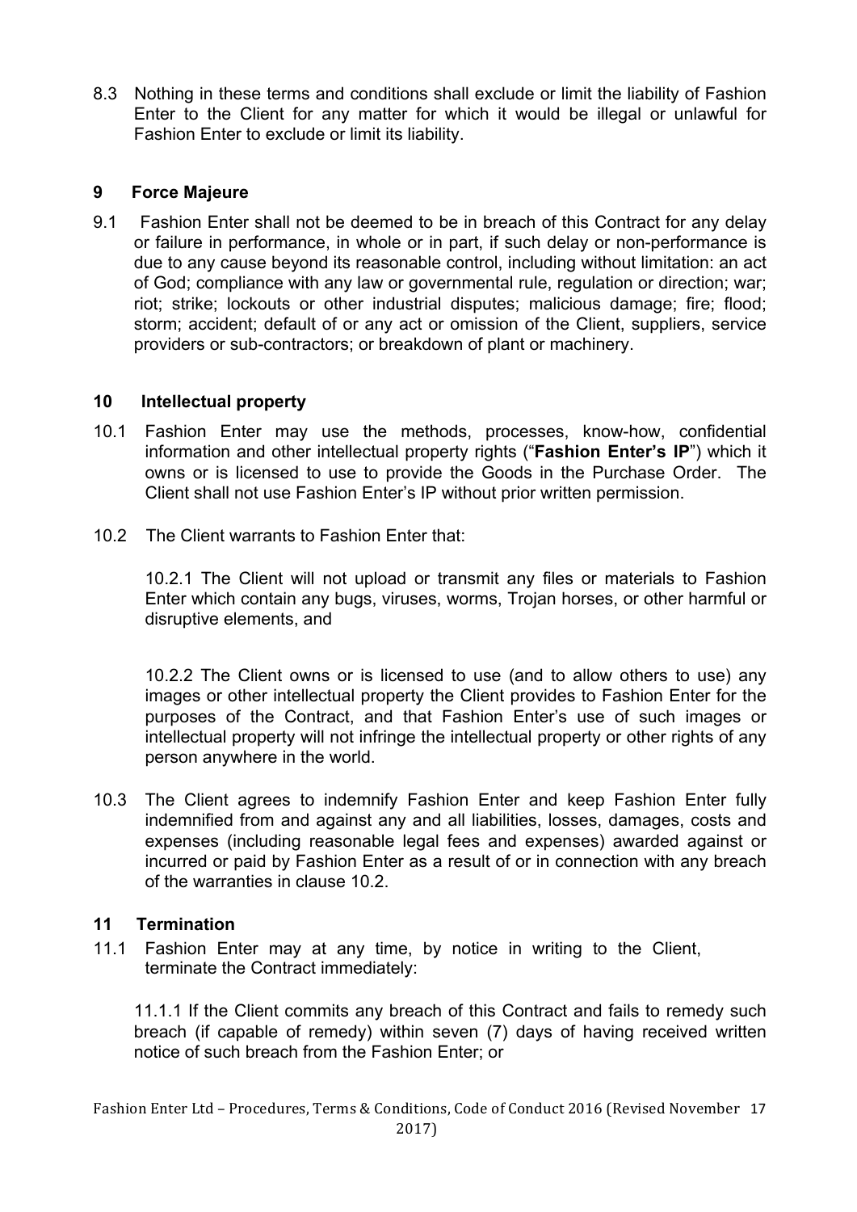8.3 Nothing in these terms and conditions shall exclude or limit the liability of Fashion Enter to the Client for any matter for which it would be illegal or unlawful for Fashion Enter to exclude or limit its liability.

## 9 Force Majeure

9.1 Fashion Enter shall not be deemed to be in breach of this Contract for any delay or failure in performance, in whole or in part, if such delay or non-performance is due to any cause beyond its reasonable control, including without limitation: an act of God; compliance with any law or governmental rule, regulation or direction; war; riot; strike; lockouts or other industrial disputes; malicious damage; fire; flood; storm; accident; default of or any act or omission of the Client, suppliers, service providers or sub-contractors; or breakdown of plant or machinery.

## 10 Intellectual property

10.1 Fashion Enter may use the methods, processes, know-how, confidential information and other intellectual property rights ("**Fashion Enter's IP**") which it owns or is licensed to use to provide the Goods in the Purchase Order. The Client shall not use Fashion Enter's IP without prior written permission.

10.2 The Client warrants to Fashion Enter that:

10.2.1 The Client will not upload or transmit any files or materials to Fashion Enter which contain any bugs, viruses, worms, Trojan horses, or other harmful or disruptive elements, and

10.2.2 The Client owns or is licensed to use (and to allow others to use) any images or other intellectual property the Client provides to Fashion Enter for the purposes of the Contract, and that Fashion Enter's use of such images or intellectual property will not infringe the intellectual property or other rights of any person anywhere in the world.

10.3 The Client agrees to indemnify Fashion Enter and keep Fashion Enter fully indemnified from and against any and all liabilities, losses, damages, costs and expenses (including reasonable legal fees and expenses) awarded against or incurred or paid by Fashion Enter as a result of or in connection with any breach of the warranties in clause 10.2.

## 11 Termination

11.1 Fashion Enter may at any time, by notice in writing to the Client, terminate the Contract immediately:

11.1.1 If the Client commits any breach of this Contract and fails to remedy such breach (if capable of remedy) within seven (7) days of having received written notice of such breach from the Fashion Enter; or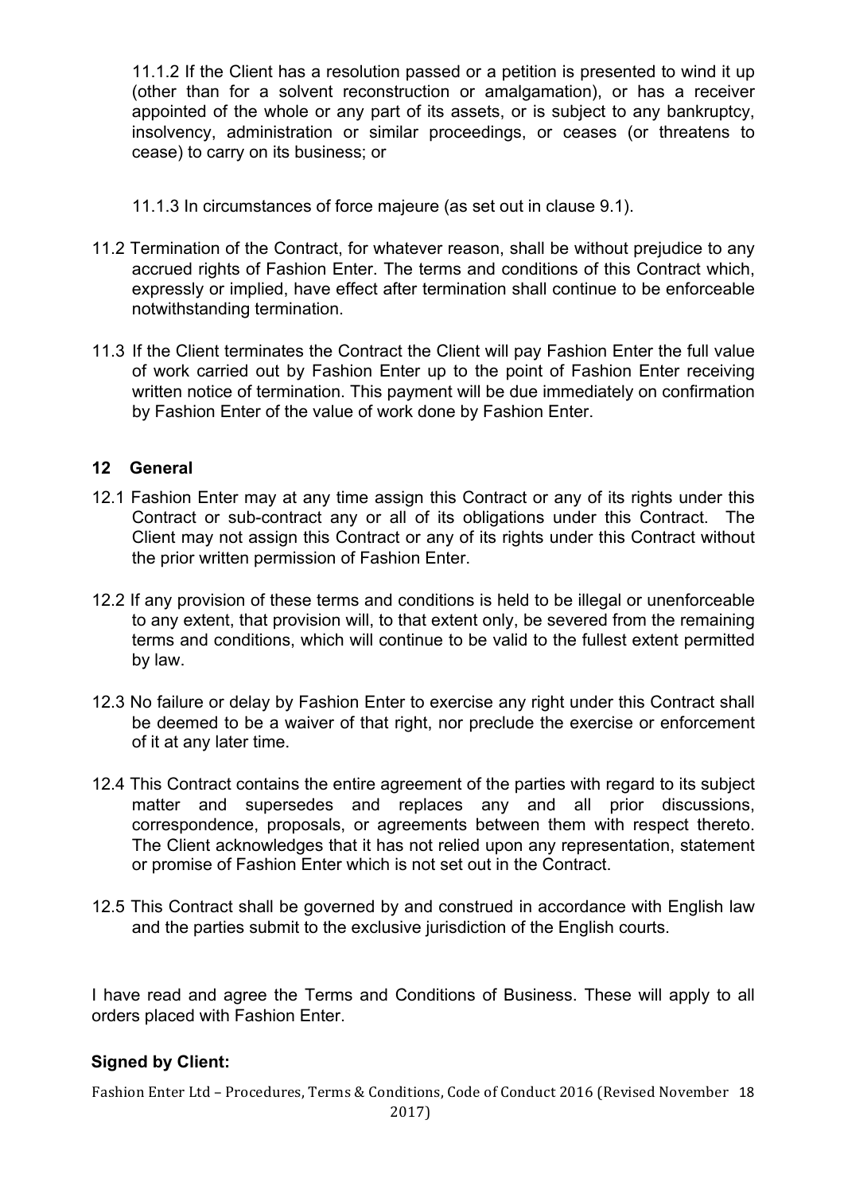11.1.2 If the Client has a resolution passed or a petition is presented to wind it up (other than for a solvent reconstruction or amalgamation), or has a receiver appointed of the whole or any part of its assets, or is subject to any bankruptcy, insolvency, administration or similar proceedings, or ceases (or threatens to cease) to carry on its business; or

11.1.3 In circumstances of force majeure (as set out in clause 9.1).

11.2 Termination of the Contract, for whatever reason, shall be without prejudice to any accrued rights of Fashion Enter. The terms and conditions of this Contract which, expressly or implied, have effect after termination shall continue to be enforceable notwithstanding termination.

11.3 If the Client terminates the Contract the Client will pay Fashion Enter the full value of work carried out by Fashion Enter up to the point of Fashion Enter receiving written notice of termination. This payment will be due immediately on confirmation by Fashion Enter of the value of work done by Fashion Enter.

## 12 General

12.1 Fashion Enter may at any time assign this Contract or any of its rights under this Contract or sub-contract any or all of its obligations under this Contract. The Client may not assign this Contract or any of its rights under this Contract without the prior written permission of Fashion Enter.

12.2 If any provision of these terms and conditions is held to be illegal or unenforceable to any extent, that provision will, to that extent only, be severed from the remaining terms and conditions, which will continue to be valid to the fullest extent permitted by law.

12.3 No failure or delay by Fashion Enter to exercise any right under this Contract shall be deemed to be a waiver of that right, nor preclude the exercise or enforcement of it at any later time.

12.4 This Contract contains the entire agreement of the parties with regard to its subject matter and supersedes and replaces any and all prior discussions, correspondence, proposals, or agreements between them with respect thereto. The Client acknowledges that it has not relied upon any representation, statement or promise of Fashion Enter which is not set out in the Contract.

12.5 This Contract shall be governed by and construed in accordance with English law and the parties submit to the exclusive jurisdiction of the English courts.

I have read and agree the Terms and Conditions of Business. These will apply to all orders placed with Fashion Enter.

**Signed by Client:**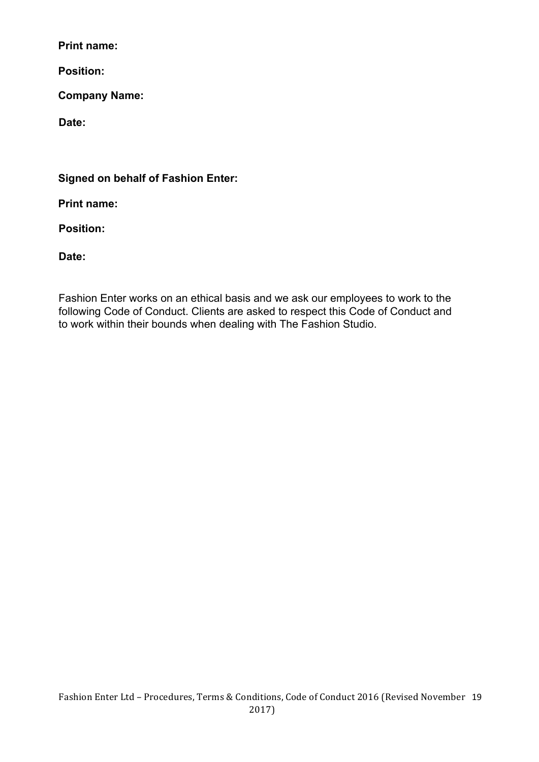**Print name:**

**Position:**

**Company Name:**

**Date:**

**Signed on behalf of Fashion Enter:**

**Print name:**

**Position:**

**Date:**

Fashion Enter works on an ethical basis and we ask our employees to work to the following Code of Conduct. Clients are asked to respect this Code of Conduct and to work within their bounds when dealing with The Fashion Studio.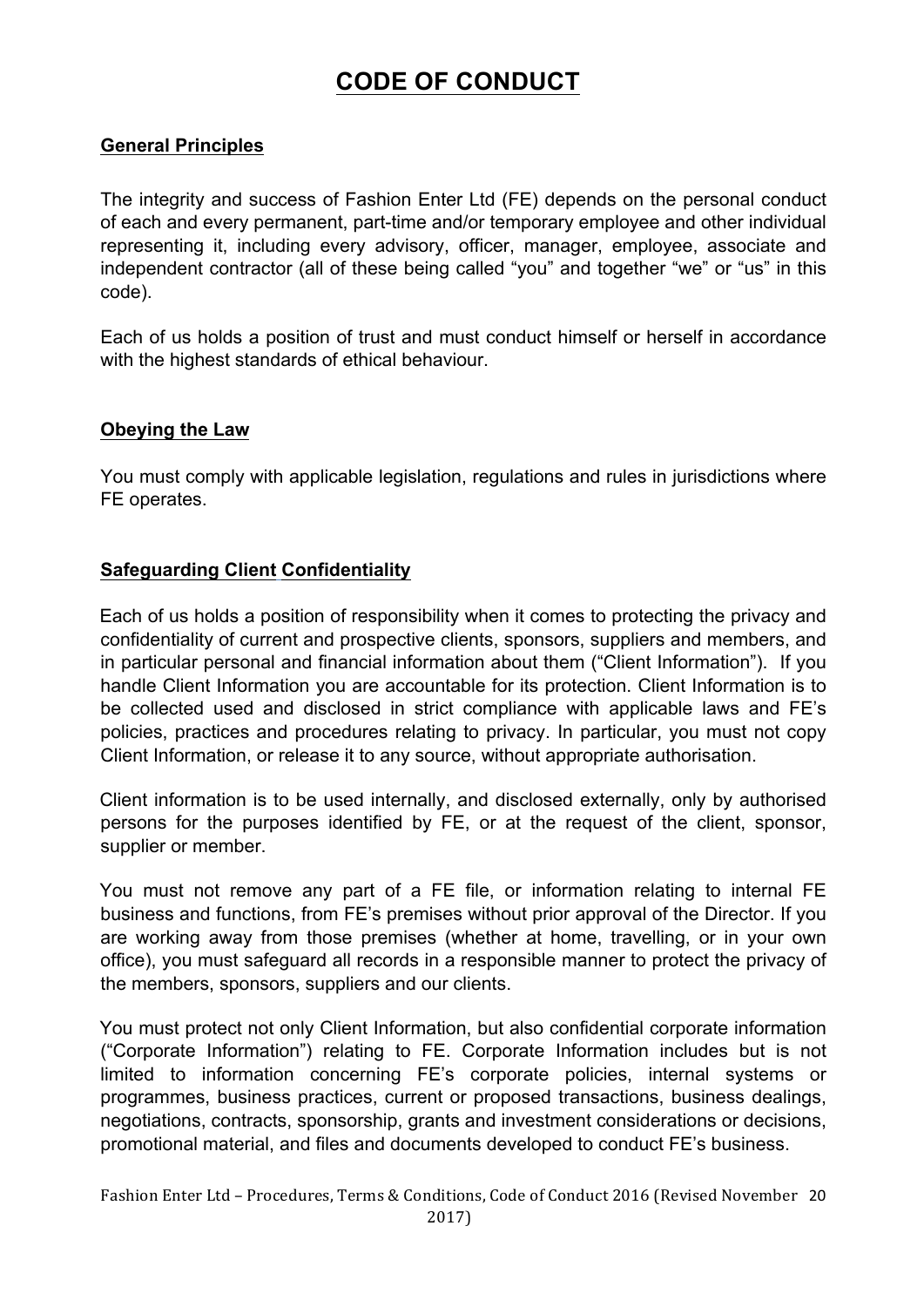# CODE OF CONDUCT

## General Principles

The integrity and success of Fashion Enter Ltd (FE) depends on the personal conduct of each and every permanent, part-time and/or temporary employee and other individual representing it, including every advisory, officer, manager, employee, associate and independent contractor (all of these being called "you" and together "we" or "us" in this code).

Each of us holds a position of trust and must conduct himself or herself in accordance with the highest standards of ethical behaviour.

## Obeying the Law

You must comply with applicable legislation, regulations and rules in jurisdictions where FE operates.

## Safeguarding Client Confidentiality

Each of us holds a position of responsibility when it comes to protecting the privacy and confidentiality of current and prospective clients, sponsors, suppliers and members, and in particular personal and financial information about them ("Client Information"). If you handle Client Information you are accountable for its protection. Client Information is to be collected used and disclosed in strict compliance with applicable laws and FE's policies, practices and procedures relating to privacy. In particular, you must not copy Client Information, or release it to any source, without appropriate authorisation.

Client information is to be used internally, and disclosed externally, only by authorised persons for the purposes identified by FE, or at the request of the client, sponsor, supplier or member.

You must not remove any part of a FE file, or information relating to internal FE business and functions, from FE's premises without prior approval of the Director. If you are working away from those premises (whether at home, travelling, or in your own office), you must safeguard all records in a responsible manner to protect the privacy of the members, sponsors, suppliers and our clients.

You must protect not only Client Information, but also confidential corporate information ("Corporate Information") relating to FE. Corporate Information includes but is not limited to information concerning FE's corporate policies, internal systems or programmes, business practices, current or proposed transactions, business dealings, negotiations, contracts, sponsorship, grants and investment considerations or decisions, promotional material, and files and documents developed to conduct FE's business.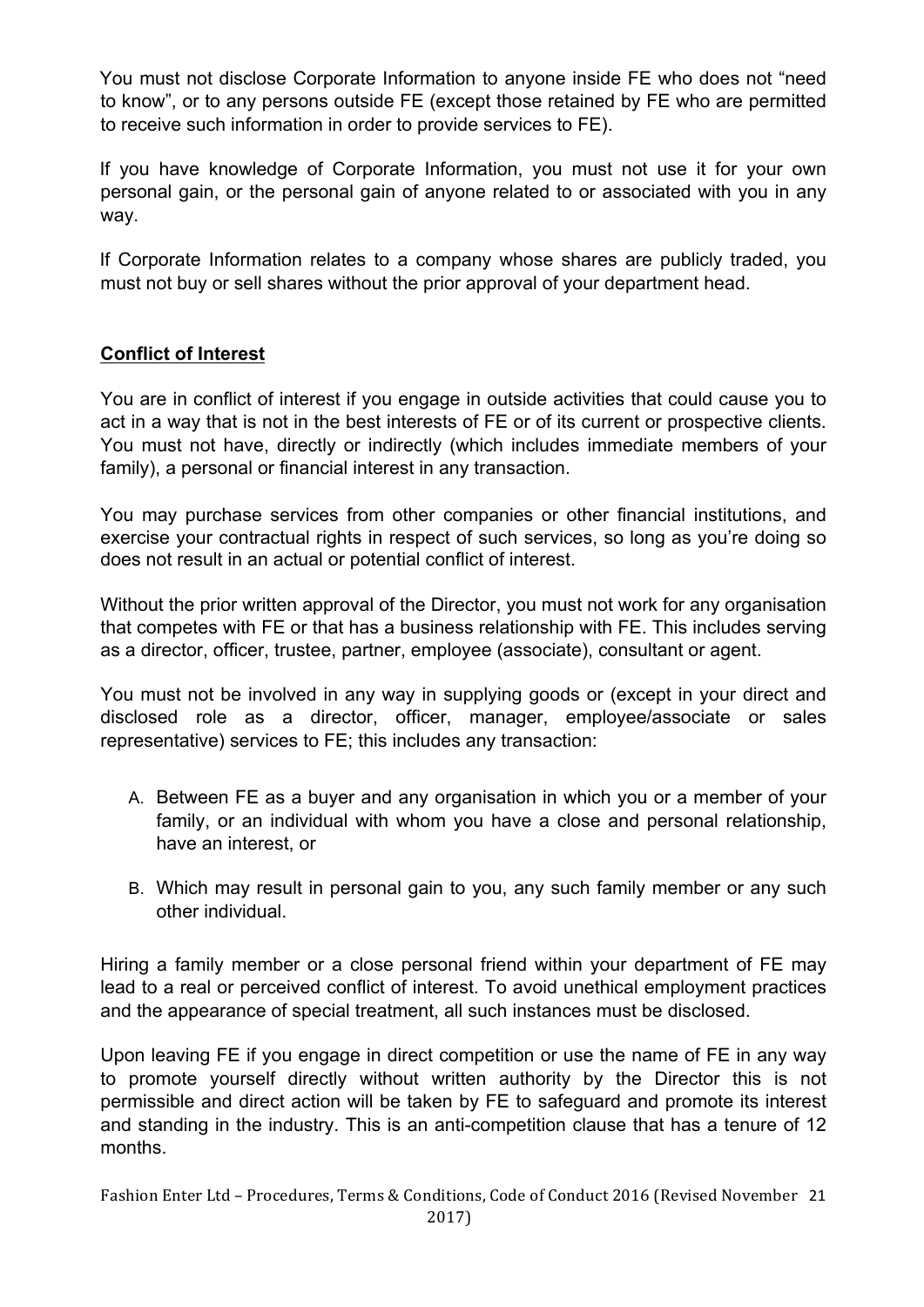You must not disclose Corporate Information to anyone inside FE who does not "need to know", or to any persons outside FE (except those retained by FE who are permitted to receive such information in order to provide services to FE).

If you have knowledge of Corporate Information, you must not use it for your own personal gain, or the personal gain of anyone related to or associated with you in any way.

If Corporate Information relates to a company whose shares are publicly traded, you must not buy or sell shares without the prior approval of your department head.

## Conflict of Interest

You are in conflict of interest if you engage in outside activities that could cause you to act in a way that is not in the best interests of FE or of its current or prospective clients. You must not have, directly or indirectly (which includes immediate members of your family), a personal or financial interest in any transaction.

You may purchase services from other companies or other financial institutions, and exercise your contractual rights in respect of such services, so long as you're doing so does not result in an actual or potential conflict of interest.

Without the prior written approval of the Director, you must not work for any organisation that competes with FE or that has a business relationship with FE. This includes serving as a director, officer, trustee, partner, employee (associate), consultant or agent.

You must not be involved in any way in supplying goods or (except in your direct and disclosed role as a director, officer, manager, employee/associate or sales representative) services to FE; this includes any transaction:

A. Between FE as a buyer and any organisation in which you or a member of your family, or an individual with whom you have a close and personal relationship, have an interest, or

B. Which may result in personal gain to you, any such family member or any such other individual.

Hiring a family member or a close personal friend within your department of FE may lead to a real or perceived conflict of interest. To avoid unethical employment practices and the appearance of special treatment, all such instances must be disclosed.

Upon leaving FE if you engage in direct competition or use the name of FE in any way to promote yourself directly without written authority by the Director this is not permissible and direct action will be taken by FE to safeguard and promote its interest and standing in the industry. This is an anti-competition clause that has a tenure of 12 months.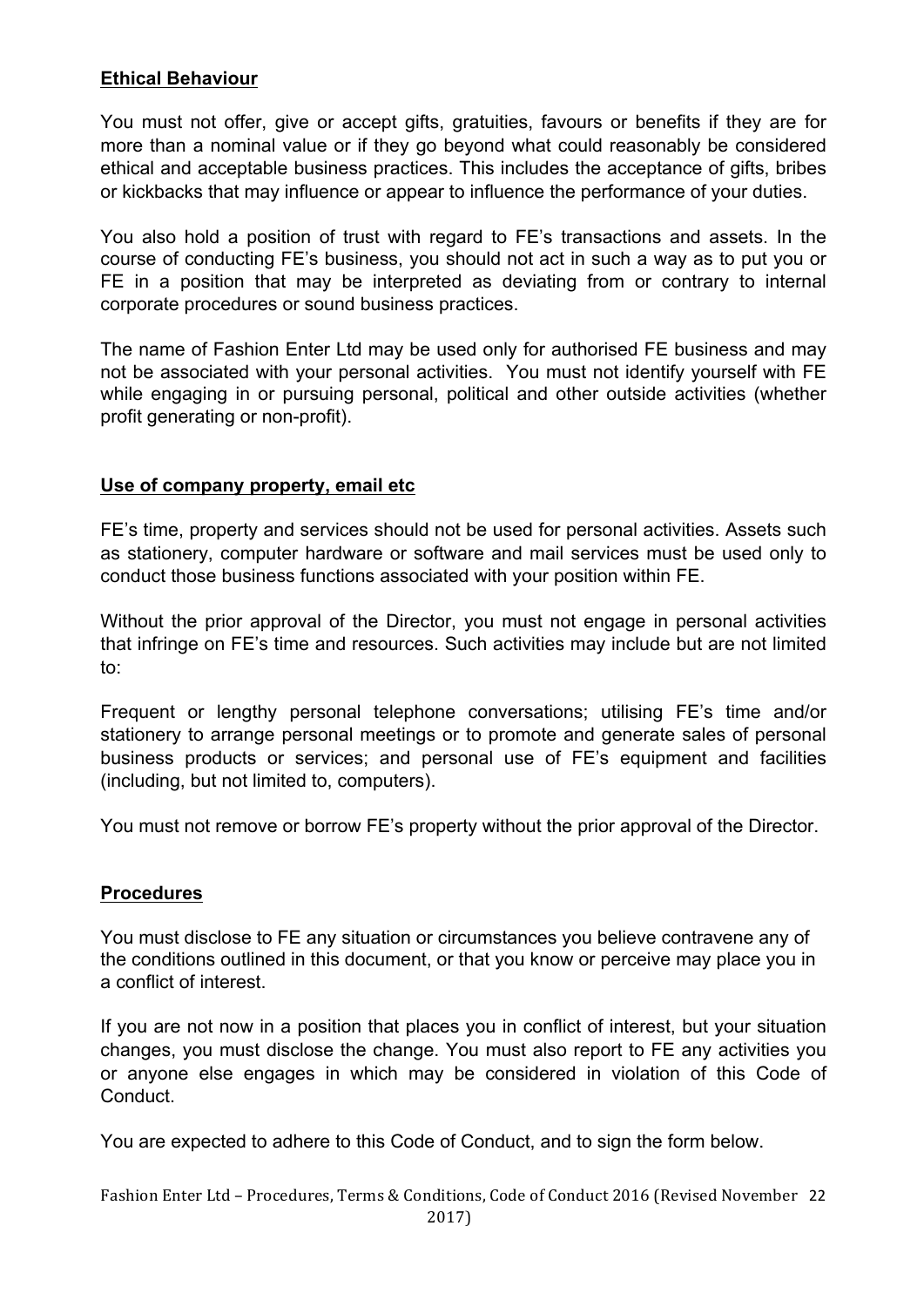## Ethical Behaviour

You must not offer, give or accept gifts, gratuities, favours or benefits if they are for more than a nominal value or if they go beyond what could reasonably be considered ethical and acceptable business practices. This includes the acceptance of gifts, bribes or kickbacks that may influence or appear to influence the performance of your duties.

You also hold a position of trust with regard to FE's transactions and assets. In the course of conducting FE's business, you should not act in such a way as to put you or FE in a position that may be interpreted as deviating from or contrary to internal corporate procedures or sound business practices.

The name of Fashion Enter Ltd may be used only for authorised FE business and may not be associated with your personal activities. You must not identify yourself with FE while engaging in or pursuing personal, political and other outside activities (whether profit generating or non-profit).

## Use of company property, email etc

FE's time, property and services should not be used for personal activities. Assets such as stationery, computer hardware or software and mail services must be used only to conduct those business functions associated with your position within FE.

Without the prior approval of the Director, you must not engage in personal activities that infringe on FE's time and resources. Such activities may include but are not limited to:

Frequent or lengthy personal telephone conversations; utilising FE's time and/or stationery to arrange personal meetings or to promote and generate sales of personal business products or services; and personal use of FE's equipment and facilities (including, but not limited to, computers).

You must not remove or borrow FE's property without the prior approval of the Director.

## Procedures

You must disclose to FE any situation or circumstances you believe contravene any of the conditions outlined in this document, or that you know or perceive may place you in a conflict of interest.

If you are not now in a position that places you in conflict of interest, but your situation changes, you must disclose the change. You must also report to FE any activities you or anyone else engages in which may be considered in violation of this Code of Conduct.

You are expected to adhere to this Code of Conduct, and to sign the form below.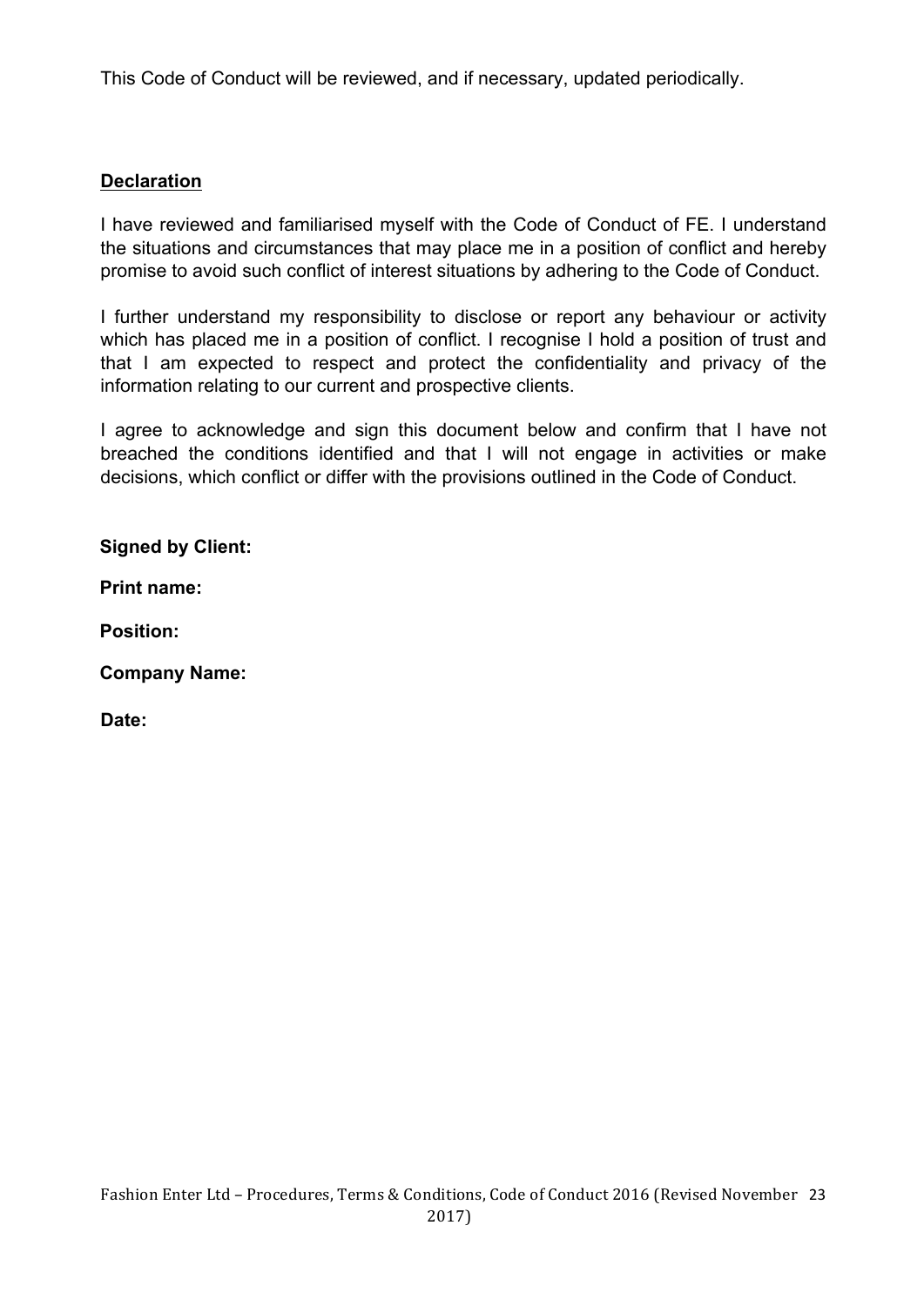This Code of Conduct will be reviewed, and if necessary, updated periodically.

## Declaration

I have reviewed and familiarised myself with the Code of Conduct of FE. I understand the situations and circumstances that may place me in a position of conflict and hereby promise to avoid such conflict of interest situations by adhering to the Code of Conduct.

I further understand my responsibility to disclose or report any behaviour or activity which has placed me in a position of conflict. I recognise I hold a position of trust and that I am expected to respect and protect the confidentiality and privacy of the information relating to our current and prospective clients.

I agree to acknowledge and sign this document below and confirm that I have not breached the conditions identified and that I will not engage in activities or make decisions, which conflict or differ with the provisions outlined in the Code of Conduct.

**Signed by Client:**

**Print name:**

**Position:**

**Company Name:**

**Date:**